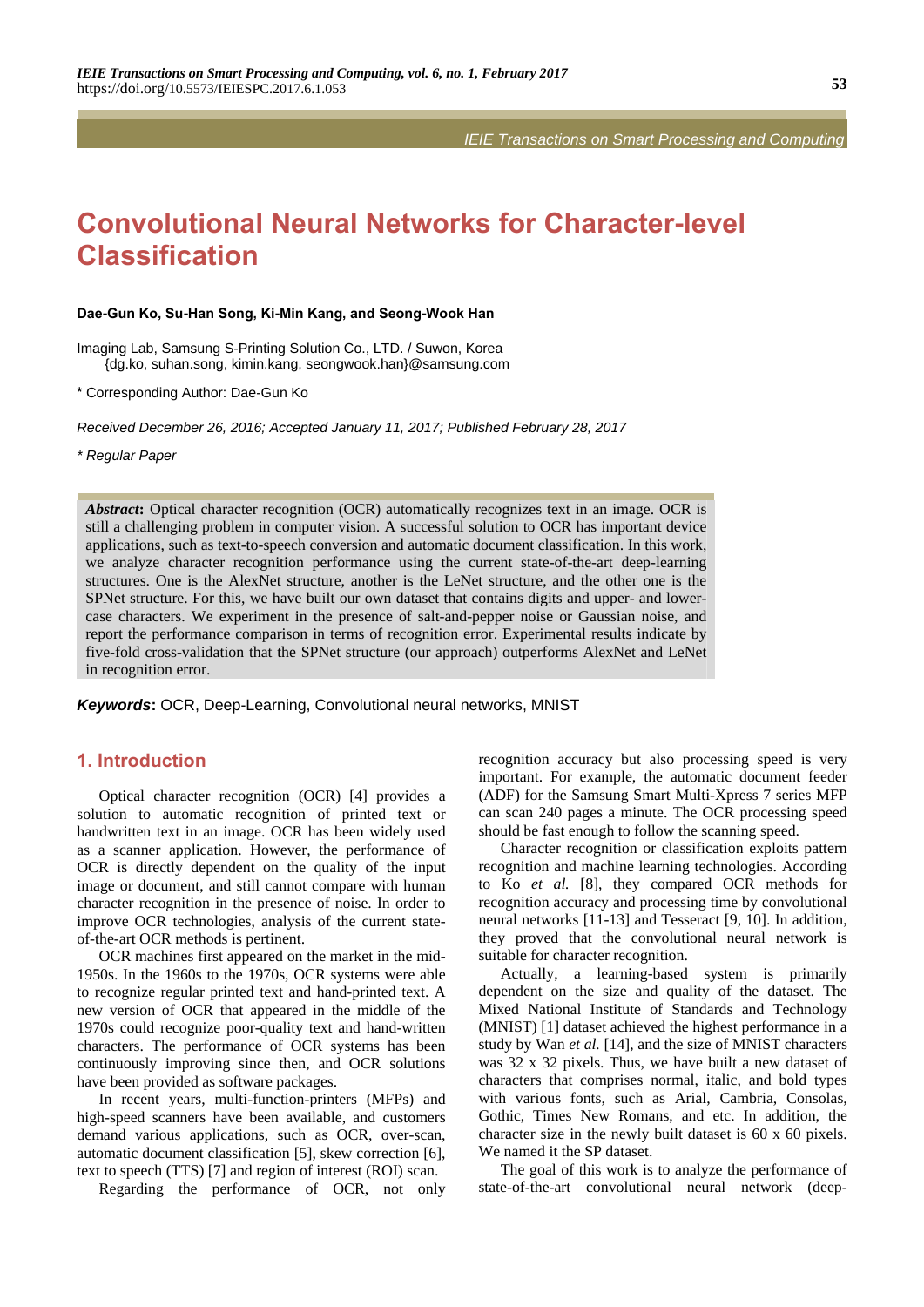# Convolutional Neural Networks for Character-level Classification

**Dae-Gun Ko, Su-Han Song, Ki-Min Kang, and Seong-Wook Han**

Imaging Lab, Samsung S-Printing Solution Co., LTD. / Suwon, Korea
{dg.ko, suhan.song, kimin.kang, seongwook.han}@samsung.com

**\*** Corresponding Author: Dae-Gun Ko

*Received December 26, 2016; Accepted January 11, 2017; Published February 28, 2017*

*\* Regular Paper*

***Abstract*:** Optical character recognition (OCR) automatically recognizes text in an image. OCR is still a challenging problem in computer vision. A successful solution to OCR has important device applications, such as text-to-speech conversion and automatic document classification. In this work, we analyze character recognition performance using the current state-of-the-art deep-learning structures. One is the AlexNet structure, another is the LeNet structure, and the other one is the SPNet structure. For this, we have built our own dataset that contains digits and upper- and lower-case characters. We experiment in the presence of salt-and-pepper noise or Gaussian noise, and report the performance comparison in terms of recognition error. Experimental results indicate by five-fold cross-validation that the SPNet structure (our approach) outperforms AlexNet and LeNet in recognition error.

***Keywords*:** OCR, Deep-Learning, Convolutional neural networks, MNIST

## 1. Introduction

Optical character recognition (OCR) [4] provides a solution to automatic recognition of printed text or handwritten text in an image. OCR has been widely used as a scanner application. However, the performance of OCR is directly dependent on the quality of the input image or document, and still cannot compare with human character recognition in the presence of noise. In order to improve OCR technologies, analysis of the current state-of-the-art OCR methods is pertinent.

OCR machines first appeared on the market in the mid-1950s. In the 1960s to the 1970s, OCR systems were able to recognize regular printed text and hand-printed text. A new version of OCR that appeared in the middle of the 1970s could recognize poor-quality text and hand-written characters. The performance of OCR systems has been continuously improving since then, and OCR solutions have been provided as software packages.

In recent years, multi-function-printers (MFPs) and high-speed scanners have been available, and customers demand various applications, such as OCR, over-scan, automatic document classification [5], skew correction [6], text to speech (TTS) [7] and region of interest (ROI) scan.

Regarding the performance of OCR, not only recognition accuracy but also processing speed is very important. For example, the automatic document feeder (ADF) for the Samsung Smart Multi-Xpress 7 series MFP can scan 240 pages a minute. The OCR processing speed should be fast enough to follow the scanning speed.

Character recognition or classification exploits pattern recognition and machine learning technologies. According to Ko *et al.* [8], they compared OCR methods for recognition accuracy and processing time by convolutional neural networks [11-13] and Tesseract [9, 10]. In addition, they proved that the convolutional neural network is suitable for character recognition.

Actually, a learning-based system is primarily dependent on the size and quality of the dataset. The Mixed National Institute of Standards and Technology (MNIST) [1] dataset achieved the highest performance in a study by Wan *et al.* [14], and the size of MNIST characters was 32 x 32 pixels. Thus, we have built a new dataset of characters that comprises normal, italic, and bold types with various fonts, such as Arial, Cambria, Consolas, Gothic, Times New Romans, and etc. In addition, the character size in the newly built dataset is 60 x 60 pixels. We named it the SP dataset.

The goal of this work is to analyze the performance of state-of-the-art convolutional neural network (deep-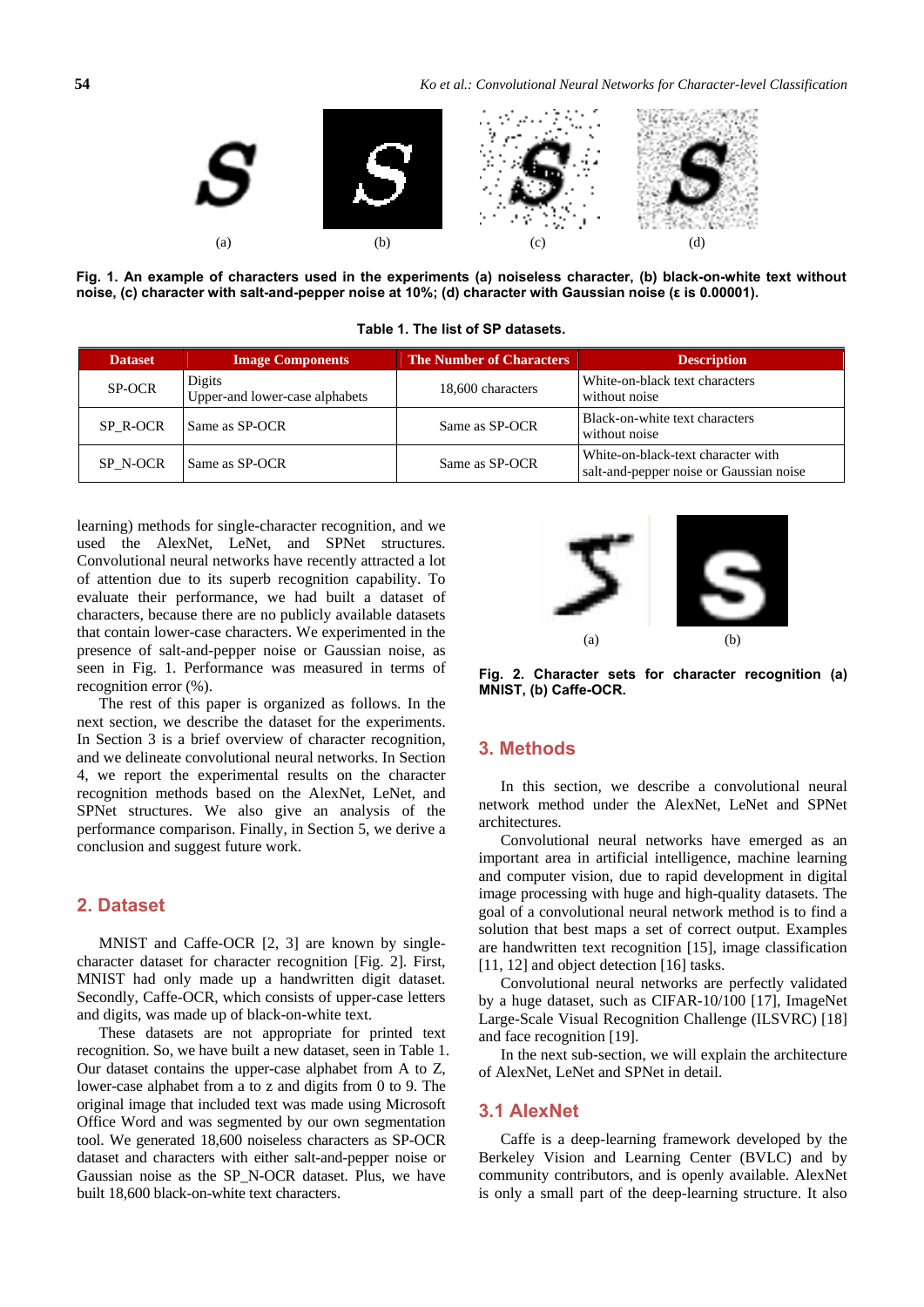(a) (b) (c) (d)

**Fig. 1. An example of characters used in the experiments (a) noiseless character, (b) black-on-white text without noise, (c) character with salt-and-pepper noise at 10%; (d) character with Gaussian noise (ε is 0.00001).**

**Table 1. The list of SP datasets.**

| Dataset | Image Components | The Number of Characters | Description |
|---|---|---|---|
| SP-OCR | Digits<br>Upper-and lower-case alphabets | 18,600 characters | White-on-black text characters without noise |
| SP_R-OCR | Same as SP-OCR | Same as SP-OCR | Black-on-white text characters without noise |
| SP_N-OCR | Same as SP-OCR | Same as SP-OCR | White-on-black-text character with salt-and-pepper noise or Gaussian noise |

learning) methods for single-character recognition, and we used the AlexNet, LeNet, and SPNet structures. Convolutional neural networks have recently attracted a lot of attention due to its superb recognition capability. To evaluate their performance, we had built a dataset of characters, because there are no publicly available datasets that contain lower-case characters. We experimented in the presence of salt-and-pepper noise or Gaussian noise, as seen in Fig. 1. Performance was measured in terms of recognition error (%).

The rest of this paper is organized as follows. In the next section, we describe the dataset for the experiments. In Section 3 is a brief overview of character recognition, and we delineate convolutional neural networks. In Section 4, we report the experimental results on the character recognition methods based on the AlexNet, LeNet, and SPNet structures. We also give an analysis of the performance comparison. Finally, in Section 5, we derive a conclusion and suggest future work.

## 2. Dataset

MNIST and Caffe-OCR [2, 3] are known by single-character dataset for character recognition [Fig. 2]. First, MNIST had only made up a handwritten digit dataset. Secondly, Caffe-OCR, which consists of upper-case letters and digits, was made up of black-on-white text.

These datasets are not appropriate for printed text recognition. So, we have built a new dataset, seen in Table 1. Our dataset contains the upper-case alphabet from A to Z, lower-case alphabet from a to z and digits from 0 to 9. The original image that included text was made using Microsoft Office Word and was segmented by our own segmentation tool. We generated 18,600 noiseless characters as SP-OCR dataset and characters with either salt-and-pepper noise or Gaussian noise as the SP_N-OCR dataset. Plus, we have built 18,600 black-on-white text characters.

(a) (b)

**Fig. 2. Character sets for character recognition (a) MNIST, (b) Caffe-OCR.**

## 3. Methods

In this section, we describe a convolutional neural network method under the AlexNet, LeNet and SPNet architectures.

Convolutional neural networks have emerged as an important area in artificial intelligence, machine learning and computer vision, due to rapid development in digital image processing with huge and high-quality datasets. The goal of a convolutional neural network method is to find a solution that best maps a set of correct output. Examples are handwritten text recognition [15], image classification [11, 12] and object detection [16] tasks.

Convolutional neural networks are perfectly validated by a huge dataset, such as CIFAR-10/100 [17], ImageNet Large-Scale Visual Recognition Challenge (ILSVRC) [18] and face recognition [19].

In the next sub-section, we will explain the architecture of AlexNet, LeNet and SPNet in detail.

### 3.1 AlexNet

Caffe is a deep-learning framework developed by the Berkeley Vision and Learning Center (BVLC) and by community contributors, and is openly available. AlexNet is only a small part of the deep-learning structure. It also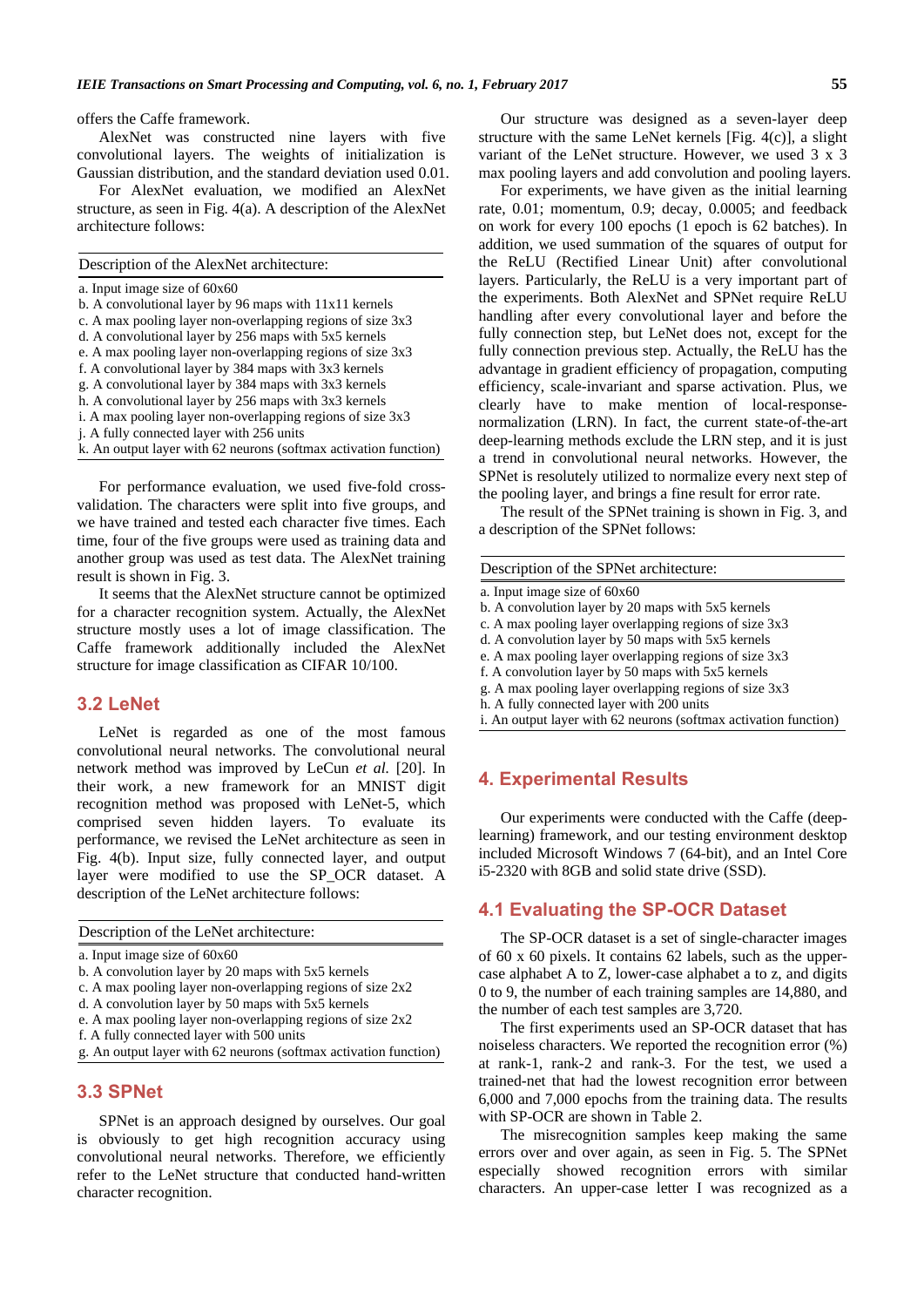offers the Caffe framework.

AlexNet was constructed nine layers with five convolutional layers. The weights of initialization is Gaussian distribution, and the standard deviation used 0.01.

For AlexNet evaluation, we modified an AlexNet structure, as seen in Fig. 4(a). A description of the AlexNet architecture follows:

| Description of the AlexNet architecture: |
|---|
| a. Input image size of 60x60 |
| b. A convolutional layer by 96 maps with 11x11 kernels |
| c. A max pooling layer non-overlapping regions of size 3x3 |
| d. A convolutional layer by 256 maps with 5x5 kernels |
| e. A max pooling layer non-overlapping regions of size 3x3 |
| f. A convolutional layer by 384 maps with 3x3 kernels |
| g. A convolutional layer by 384 maps with 3x3 kernels |
| h. A convolutional layer by 256 maps with 3x3 kernels |
| i. A max pooling layer non-overlapping regions of size 3x3 |
| j. A fully connected layer with 256 units |
| k. An output layer with 62 neurons (softmax activation function) |

For performance evaluation, we used five-fold cross-validation. The characters were split into five groups, and we have trained and tested each character five times. Each time, four of the five groups were used as training data and another group was used as test data. The AlexNet training result is shown in Fig. 3.

It seems that the AlexNet structure cannot be optimized for a character recognition system. Actually, the AlexNet structure mostly uses a lot of image classification. The Caffe framework additionally included the AlexNet structure for image classification as CIFAR 10/100.

## 3.2 LeNet

LeNet is regarded as one of the most famous convolutional neural networks. The convolutional neural network method was improved by LeCun *et al.* [20]. In their work, a new framework for an MNIST digit recognition method was proposed with LeNet-5, which comprised seven hidden layers. To evaluate its performance, we revised the LeNet architecture as seen in Fig. 4(b). Input size, fully connected layer, and output layer were modified to use the SP_OCR dataset. A description of the LeNet architecture follows:

| Description of the LeNet architecture: |
|---|
| a. Input image size of 60x60 |
| b. A convolution layer by 20 maps with 5x5 kernels |
| c. A max pooling layer non-overlapping regions of size 2x2 |
| d. A convolution layer by 50 maps with 5x5 kernels |
| e. A max pooling layer non-overlapping regions of size 2x2 |
| f. A fully connected layer with 500 units |
| g. An output layer with 62 neurons (softmax activation function) |

## 3.3 SPNet

SPNet is an approach designed by ourselves. Our goal is obviously to get high recognition accuracy using convolutional neural networks. Therefore, we efficiently refer to the LeNet structure that conducted hand-written character recognition.

Our structure was designed as a seven-layer deep structure with the same LeNet kernels [Fig. 4(c)], a slight variant of the LeNet structure. However, we used 3 x 3 max pooling layers and add convolution and pooling layers.

For experiments, we have given as the initial learning rate, 0.01; momentum, 0.9; decay, 0.0005; and feedback on work for every 100 epochs (1 epoch is 62 batches). In addition, we used summation of the squares of output for the ReLU (Rectified Linear Unit) after convolutional layers. Particularly, the ReLU is a very important part of the experiments. Both AlexNet and SPNet require ReLU handling after every convolutional layer and before the fully connection step, but LeNet does not, except for the fully connection previous step. Actually, the ReLU has the advantage in gradient efficiency of propagation, computing efficiency, scale-invariant and sparse activation. Plus, we clearly have to make mention of local-response-normalization (LRN). In fact, the current state-of-the-art deep-learning methods exclude the LRN step, and it is just a trend in convolutional neural networks. However, the SPNet is resolutely utilized to normalize every next step of the pooling layer, and brings a fine result for error rate.

The result of the SPNet training is shown in Fig. 3, and a description of the SPNet follows:

| Description of the SPNet architecture: |
|---|
| a. Input image size of 60x60 |
| b. A convolution layer by 20 maps with 5x5 kernels |
| c. A max pooling layer overlapping regions of size 3x3 |
| d. A convolution layer by 50 maps with 5x5 kernels |
| e. A max pooling layer overlapping regions of size 3x3 |
| f. A convolution layer by 50 maps with 5x5 kernels |
| g. A max pooling layer overlapping regions of size 3x3 |
| h. A fully connected layer with 200 units |
| i. An output layer with 62 neurons (softmax activation function) |

# 4. Experimental Results

Our experiments were conducted with the Caffe (deep-learning) framework, and our testing environment desktop included Microsoft Windows 7 (64-bit), and an Intel Core i5-2320 with 8GB and solid state drive (SSD).

## 4.1 Evaluating the SP-OCR Dataset

The SP-OCR dataset is a set of single-character images of 60 x 60 pixels. It contains 62 labels, such as the upper-case alphabet A to Z, lower-case alphabet a to z, and digits 0 to 9, the number of each training samples are 14,880, and the number of each test samples are 3,720.

The first experiments used an SP-OCR dataset that has noiseless characters. We reported the recognition error (%) at rank-1, rank-2 and rank-3. For the test, we used a trained-net that had the lowest recognition error between 6,000 and 7,000 epochs from the training data. The results with SP-OCR are shown in Table 2.

The misrecognition samples keep making the same errors over and over again, as seen in Fig. 5. The SPNet especially showed recognition errors with similar characters. An upper-case letter I was recognized as a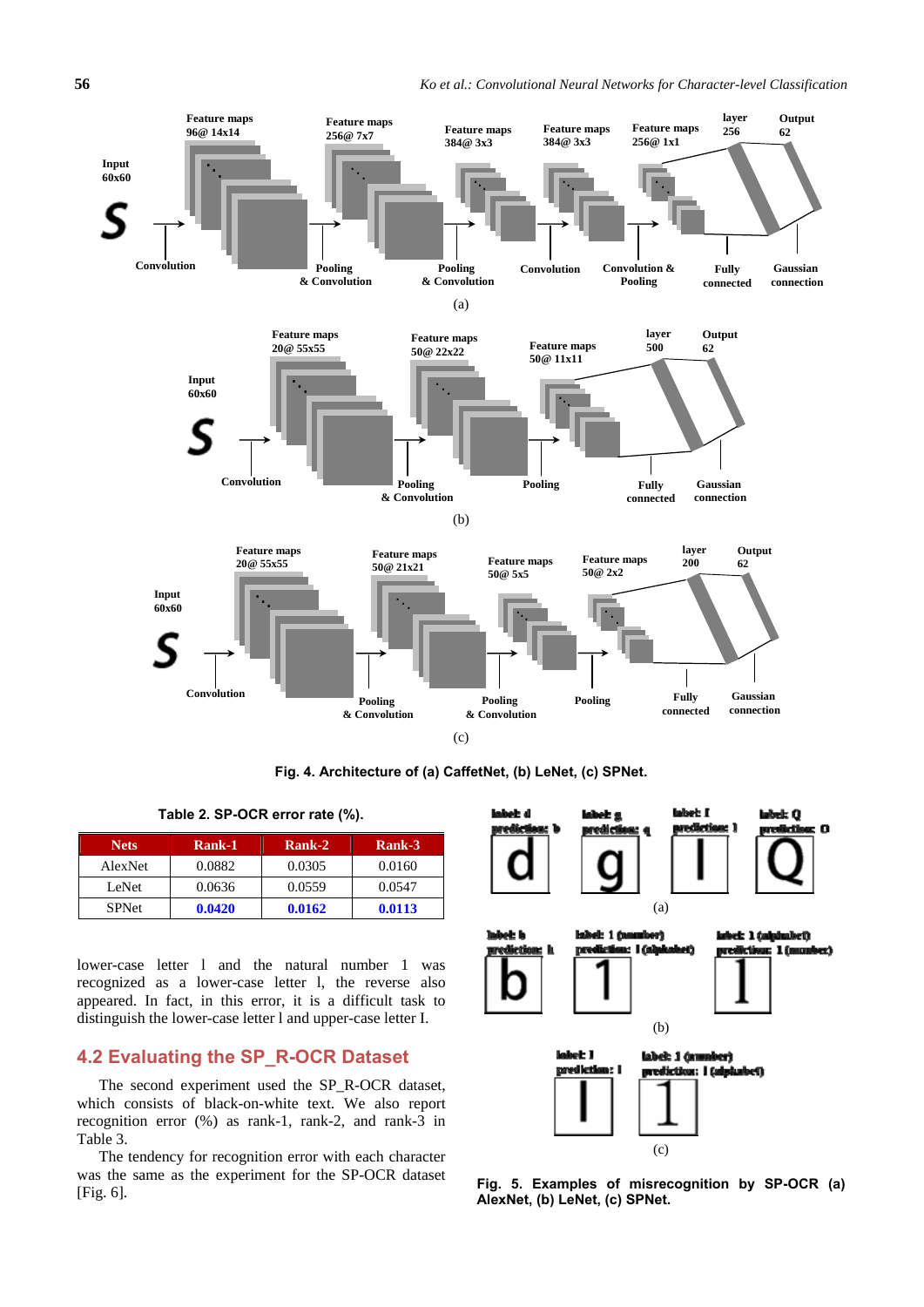Fig. 4. Architecture of (a) CaffetNet, (b) LeNet, (c) SPNet.

Table 2. SP-OCR error rate (%).

| Nets | Rank-1 | Rank-2 | Rank-3 |
| --- | --- | --- | --- |
| AlexNet | 0.0882 | 0.0305 | 0.0160 |
| LeNet | 0.0636 | 0.0559 | 0.0547 |
| SPNet | **0.0420** | **0.0162** | **0.0113** |

lower-case letter l and the natural number 1 was recognized as a lower-case letter l, the reverse also appeared. In fact, in this error, it is a difficult task to distinguish the lower-case letter l and upper-case letter I.

## 4.2 Evaluating the SP_R-OCR Dataset

The second experiment used the SP_R-OCR dataset, which consists of black-on-white text. We also report recognition error (%) as rank-1, rank-2, and rank-3 in Table 3.

The tendency for recognition error with each character was the same as the experiment for the SP-OCR dataset [Fig. 6].

Fig. 5. Examples of misrecognition by SP-OCR (a) AlexNet, (b) LeNet, (c) SPNet.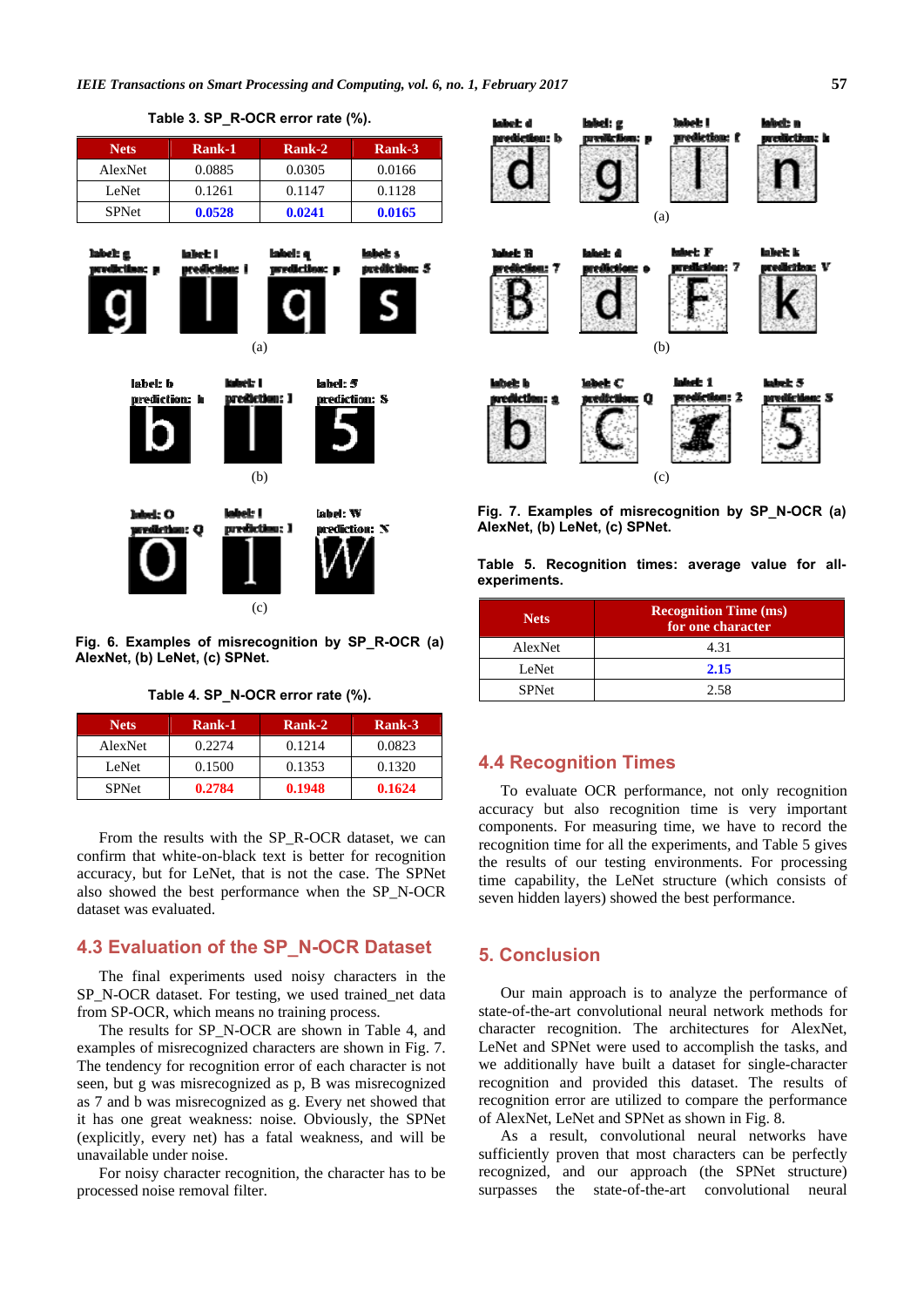Table 3. SP_R-OCR error rate (%).

| Nets | Rank-1 | Rank-2 | Rank-3 |
|---|---|---|---|
| AlexNet | 0.0885 | 0.0305 | 0.0166 |
| LeNet | 0.1261 | 0.1147 | 0.1128 |
| SPNet | **0.0528** | **0.0241** | **0.0165** |

Fig. 6. Examples of misrecognition by SP_R-OCR (a) AlexNet, (b) LeNet, (c) SPNet.

Table 4. SP_N-OCR error rate (%).

| Nets | Rank-1 | Rank-2 | Rank-3 |
|---|---|---|---|
| AlexNet | 0.2274 | 0.1214 | 0.0823 |
| LeNet | 0.1500 | 0.1353 | 0.1320 |
| SPNet | **0.2784** | **0.1948** | **0.1624** |

From the results with the SP_R-OCR dataset, we can confirm that white-on-black text is better for recognition accuracy, but for LeNet, that is not the case. The SPNet also showed the best performance when the SP_N-OCR dataset was evaluated.

## 4.3 Evaluation of the SP_N-OCR Dataset

The final experiments used noisy characters in the SP_N-OCR dataset. For testing, we used trained_net data from SP-OCR, which means no training process.

The results for SP_N-OCR are shown in Table 4, and examples of misrecognized characters are shown in Fig. 7. The tendency for recognition error of each character is not seen, but g was misrecognized as p, B was misrecognized as 7 and b was misrecognized as g. Every net showed that it has one great weakness: noise. Obviously, the SPNet (explicitly, every net) has a fatal weakness, and will be unavailable under noise.

For noisy character recognition, the character has to be processed noise removal filter.

Fig. 7. Examples of misrecognition by SP_N-OCR (a) AlexNet, (b) LeNet, (c) SPNet.

Table 5. Recognition times: average value for all-experiments.

| Nets | Recognition Time (ms) for one character |
|---|---|
| AlexNet | 4.31 |
| LeNet | **2.15** |
| SPNet | 2.58 |

## 4.4 Recognition Times

To evaluate OCR performance, not only recognition accuracy but also recognition time is very important components. For measuring time, we have to record the recognition time for all the experiments, and Table 5 gives the results of our testing environments. For processing time capability, the LeNet structure (which consists of seven hidden layers) showed the best performance.

# 5. Conclusion

Our main approach is to analyze the performance of state-of-the-art convolutional neural network methods for character recognition. The architectures for AlexNet, LeNet and SPNet were used to accomplish the tasks, and we additionally have built a dataset for single-character recognition and provided this dataset. The results of recognition error are utilized to compare the performance of AlexNet, LeNet and SPNet as shown in Fig. 8.

As a result, convolutional neural networks have sufficiently proven that most characters can be perfectly recognized, and our approach (the SPNet structure) surpasses the state-of-the-art convolutional neural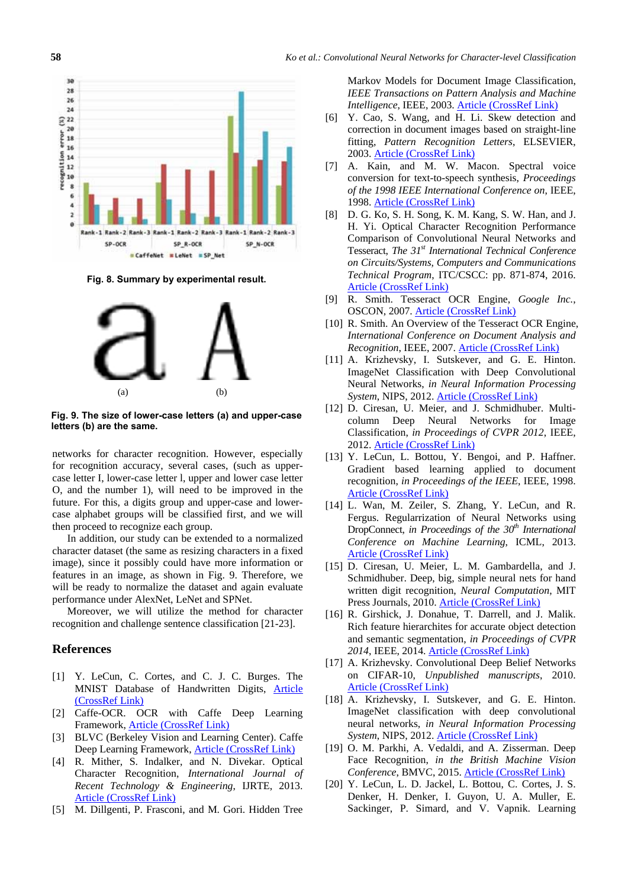Fig. 8. Summary by experimental result.

Fig. 9. The size of lower-case letters (a) and upper-case letters (b) are the same.

networks for character recognition. However, especially for recognition accuracy, several cases, (such as upper-case letter I, lower-case letter l, upper and lower case letter O, and the number 1), will need to be improved in the future. For this, a digits group and upper-case and lower-case alphabet groups will be classified first, and we will then proceed to recognize each group.

In addition, our study can be extended to a normalized character dataset (the same as resizing characters in a fixed image), since it possibly could have more information or features in an image, as shown in Fig. 9. Therefore, we will be ready to normalize the dataset and again evaluate performance under AlexNet, LeNet and SPNet.

Moreover, we will utilize the method for character recognition and challenge sentence classification [21-23].

## References

[1] Y. LeCun, C. Cortes, and C. J. C. Burges. The MNIST Database of Handwritten Digits, Article (CrossRef Link)

[2] Caffe-OCR. OCR with Caffe Deep Learning Framework, Article (CrossRef Link)

[3] BLVC (Berkeley Vision and Learning Center). Caffe Deep Learning Framework, Article (CrossRef Link)

[4] R. Mither, S. Indalker, and N. Divekar. Optical Character Recognition, *International Journal of Recent Technology & Engineering*, IJRTE, 2013. Article (CrossRef Link)

[5] M. Dillgenti, P. Frasconi, and M. Gori. Hidden Tree Markov Models for Document Image Classification, *IEEE Transactions on Pattern Analysis and Machine Intelligence*, IEEE, 2003. Article (CrossRef Link)

[6] Y. Cao, S. Wang, and H. Li. Skew detection and correction in document images based on straight-line fitting, *Pattern Recognition Letters*, ELSEVIER, 2003. Article (CrossRef Link)

[7] A. Kain, and M. W. Macon. Spectral voice conversion for text-to-speech synthesis, *Proceedings of the 1998 IEEE International Conference on*, IEEE, 1998. Article (CrossRef Link)

[8] D. G. Ko, S. H. Song, K. M. Kang, S. W. Han, and J. H. Yi. Optical Character Recognition Performance Comparison of Convolutional Neural Networks and Tesseract, *The 31st International Technical Conference on Circuits/Systems, Computers and Communications Technical Program*, ITC/CSCC: pp. 871-874, 2016. Article (CrossRef Link)

[9] R. Smith. Tesseract OCR Engine, *Google Inc.*, OSCON, 2007. Article (CrossRef Link)

[10] R. Smith. An Overview of the Tesseract OCR Engine, *International Conference on Document Analysis and Recognition*, IEEE, 2007. Article (CrossRef Link)

[11] A. Krizhevsky, I. Sutskever, and G. E. Hinton. ImageNet Classification with Deep Convolutional Neural Networks, *in Neural Information Processing System*, NIPS, 2012. Article (CrossRef Link)

[12] D. Ciresan, U. Meier, and J. Schmidhuber. Multi-column Deep Neural Networks for Image Classification, *in Proceedings of CVPR 2012*, IEEE, 2012. Article (CrossRef Link)

[13] Y. LeCun, L. Bottou, Y. Bengoi, and P. Haffner. Gradient based learning applied to document recognition, *in Proceedings of the IEEE*, IEEE, 1998. Article (CrossRef Link)

[14] L. Wan, M. Zeiler, S. Zhang, Y. LeCun, and R. Fergus. Regularization of Neural Networks using DropConnect, *in Proceedings of the 30th International Conference on Machine Learning*, ICML, 2013. Article (CrossRef Link)

[15] D. Ciresan, U. Meier, L. M. Gambardella, and J. Schmidhuber. Deep, big, simple neural nets for hand written digit recognition, *Neural Computation*, MIT Press Journals, 2010. Article (CrossRef Link)

[16] R. Girshick, J. Donahue, T. Darrell, and J. Malik. Rich feature hierarchites for accurate object detection and semantic segmentation, *in Proceedings of CVPR 2014*, IEEE, 2014. Article (CrossRef Link)

[17] A. Krizhevsky. Convolutional Deep Belief Networks on CIFAR-10, *Unpublished manuscripts*, 2010. Article (CrossRef Link)

[18] A. Krizhevsky, I. Sutskever, and G. E. Hinton. ImageNet classification with deep convolutional neural networks, *in Neural Information Processing System*, NIPS, 2012. Article (CrossRef Link)

[19] O. M. Parkhi, A. Vedaldi, and A. Zisserman. Deep Face Recognition, *in the British Machine Vision Conference*, BMVC, 2015. Article (CrossRef Link)

[20] Y. LeCun, L. D. Jackel, L. Bottou, C. Cortes, J. S. Denker, H. Denker, I. Guyon, U. A. Muller, E. Sackinger, P. Simard, and V. Vapnik. Learning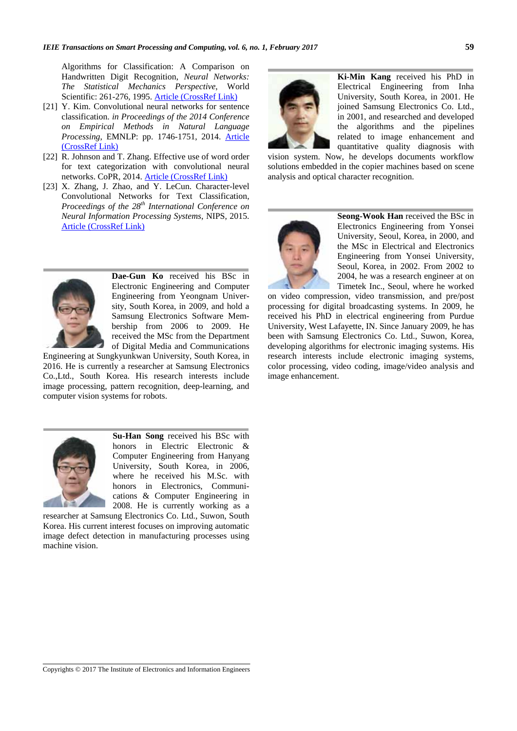Algorithms for Classification: A Comparison on Handwritten Digit Recognition, *Neural Networks: The Statistical Mechanics Perspective*, World Scientific: 261-276, 1995. Article (CrossRef Link)

[21] Y. Kim. Convolutional neural networks for sentence classification. *in Proceedings of the 2014 Conference on Empirical Methods in Natural Language Processing*, EMNLP: pp. 1746-1751, 2014. Article (CrossRef Link)

[22] R. Johnson and T. Zhang. Effective use of word order for text categorization with convolutional neural networks. CoPR, 2014. Article (CrossRef Link)

[23] X. Zhang, J. Zhao, and Y. LeCun. Character-level Convolutional Networks for Text Classification, *Proceedings of the 28th International Conference on Neural Information Processing Systems*, NIPS, 2015. Article (CrossRef Link)

**Dae-Gun Ko** received his BSc in Electronic Engineering and Computer Engineering from Yeongnam University, South Korea, in 2009, and hold a Samsung Electronics Software Membership from 2006 to 2009. He received the MSc from the Department of Digital Media and Communications Engineering at Sungkyunkwan University, South Korea, in 2016. He is currently a researcher at Samsung Electronics Co.,Ltd., South Korea. His research interests include image processing, pattern recognition, deep-learning, and computer vision systems for robots.

**Su-Han Song** received his BSc with honors in Electric Electronic & Computer Engineering from Hanyang University, South Korea, in 2006, where he received his M.Sc. with honors in Electronics, Communications & Computer Engineering in 2008. He is currently working as a researcher at Samsung Electronics Co. Ltd., Suwon, South Korea. His current interest focuses on improving automatic image defect detection in manufacturing processes using machine vision.

**Ki-Min Kang** received his PhD in Electrical Engineering from Inha University, South Korea, in 2001. He joined Samsung Electronics Co. Ltd., in 2001, and researched and developed the algorithms and the pipelines related to image enhancement and quantitative quality diagnosis with vision system. Now, he develops documents workflow solutions embedded in the copier machines based on scene analysis and optical character recognition.

**Seong-Wook Han** received the BSc in Electronics Engineering from Yonsei University, Seoul, Korea, in 2000, and the MSc in Electrical and Electronics Engineering from Yonsei University, Seoul, Korea, in 2002. From 2002 to 2004, he was a research engineer at on Timetek Inc., Seoul, where he worked on video compression, video transmission, and pre/post processing for digital broadcasting systems. In 2009, he received his PhD in electrical engineering from Purdue University, West Lafayette, IN. Since January 2009, he has been with Samsung Electronics Co. Ltd., Suwon, Korea, developing algorithms for electronic imaging systems. His research interests include electronic imaging systems, color processing, video coding, image/video analysis and image enhancement.